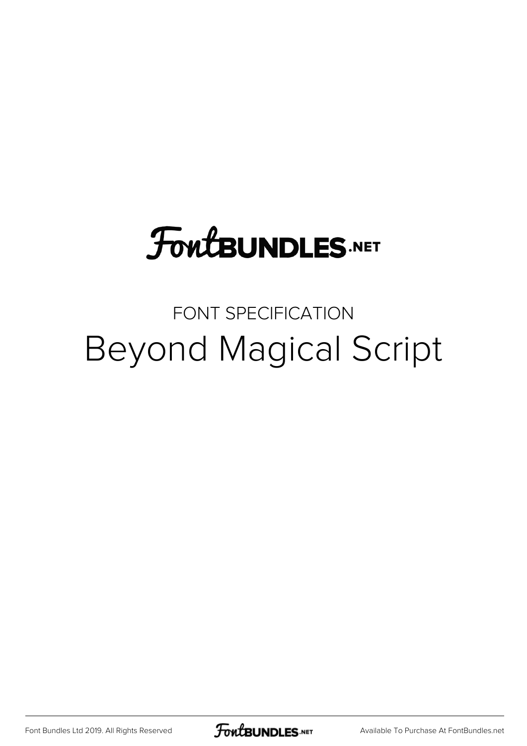# FontBUNDLES.NET

FONT SPECIFICATION

## Beyond Magical Script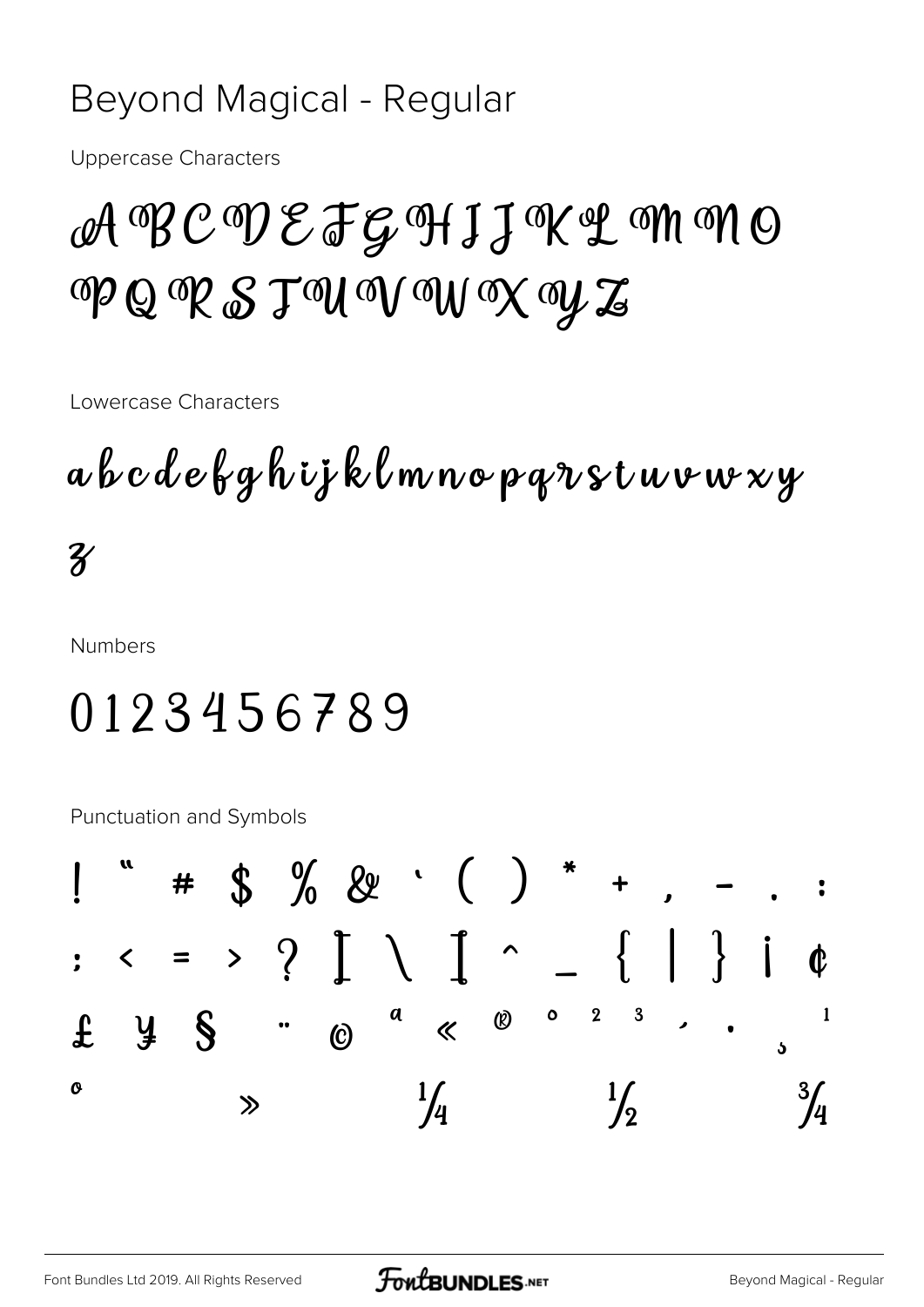# Beyond Magical - Regular

Uppercase Characters

A B C D E F G H I J K L M N O
P Q R S T U V W X Y Z

Lowercase Characters

a b c d e f g h i j k l m n o p q r s t u v w x y
z

Numbers

0 1 2 3 4 5 6 7 8 9

Punctuation and Symbols

! " # $ % & ' ( ) * + , - . :
; < = > ? [ \ ] ^ _ { | } ¡ ¢
£ ¥ § ¨ © ª « ® ° ² ³ ´ · ¸ ¹
º » ¼ ½ ¾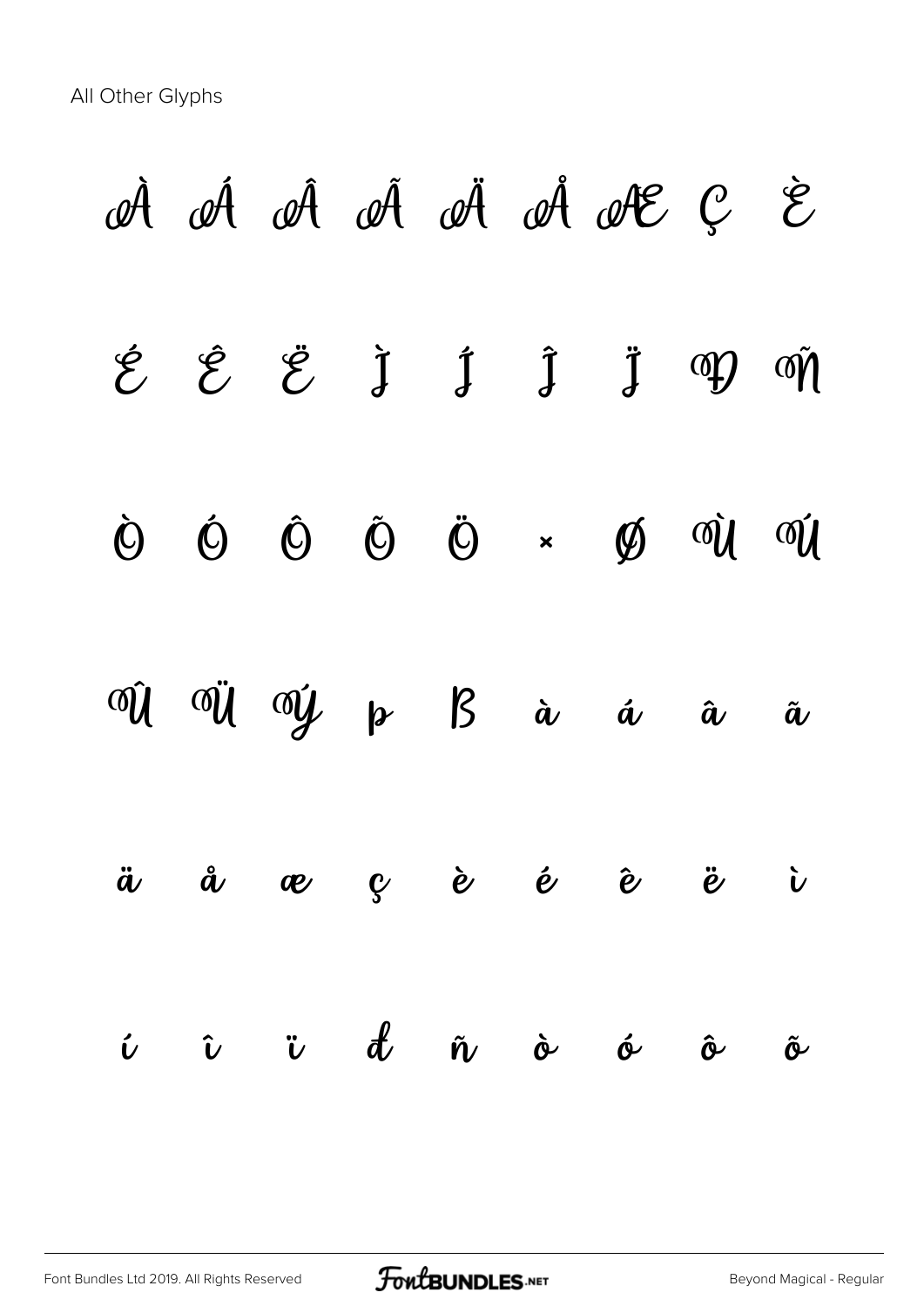All Other Glyphs

À Á Â Ã Ä Å Æ Ç È

É Ê Ë Ì Í Î Ï Ð Ñ

Ò Ó Ô Õ Ö × Ø Ù Ú

Û Ü Ý þ ß à á â ã

ä å æ ç è é ê ë ì

í î ï ð ñ ò ó ô õ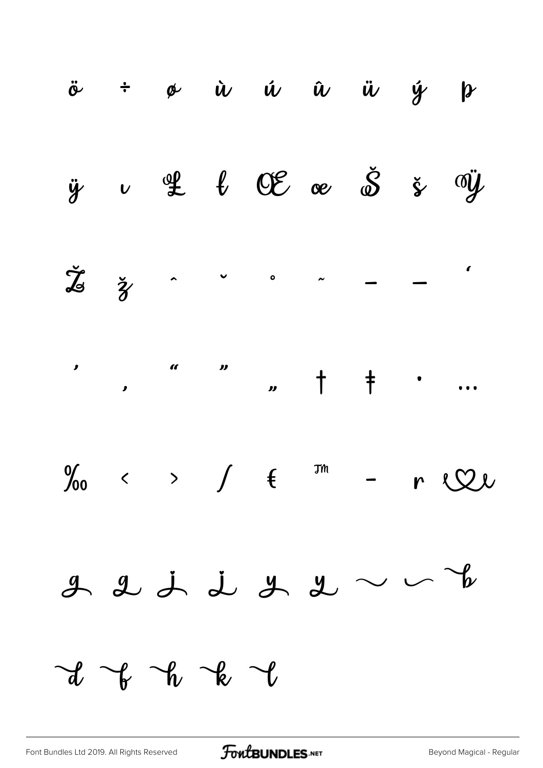ö ÷ ø ù ú û ü ý þ

ÿ ı Ł ł Œ œ Š š Ÿ

Ž ž ˆ ˇ ˚ ˜ – — ‘

’ ‚ “ ” „ † ‡ • …

‰ ‹ › ⁄ € ™ − r

g g j j y y ~ ~ b

d f h k l